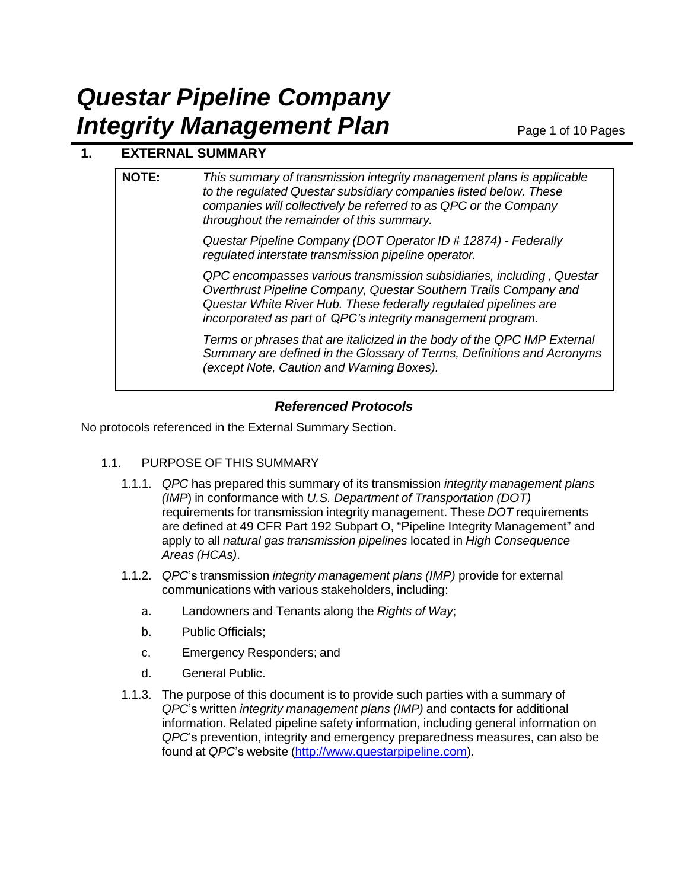# *Questar Pipeline Company Integrity Management Plan*

## 1. EXTERNAL SUMMARY

> **NOTE:** *This summary of transmission integrity management plans is applicable to the regulated Questar subsidiary companies listed below. These companies will collectively be referred to as QPC or the Company throughout the remainder of this summary.*
>
> *Questar Pipeline Company (DOT Operator ID # 12874) - Federally regulated interstate transmission pipeline operator.*
>
> *QPC encompasses various transmission subsidiaries, including , Questar Overthrust Pipeline Company, Questar Southern Trails Company and Questar White River Hub. These federally regulated pipelines are incorporated as part of QPC's integrity management program.*
>
> *Terms or phrases that are italicized in the body of the QPC IMP External Summary are defined in the Glossary of Terms, Definitions and Acronyms (except Note, Caution and Warning Boxes).*

### *Referenced Protocols*

No protocols referenced in the External Summary Section.

### 1.1. PURPOSE OF THIS SUMMARY

1.1.1. *QPC* has prepared this summary of its transmission *integrity management plans (IMP*) in conformance with *U.S. Department of Transportation (DOT)* requirements for transmission integrity management. These *DOT* requirements are defined at 49 CFR Part 192 Subpart O, "Pipeline Integrity Management" and apply to all *natural gas transmission pipelines* located in *High Consequence Areas (HCAs)*.

1.1.2. *QPC*'s transmission *integrity management plans (IMP)* provide for external communications with various stakeholders, including:

a. Landowners and Tenants along the *Rights of Way*;

b. Public Officials;

c. Emergency Responders; and

d. General Public.

1.1.3. The purpose of this document is to provide such parties with a summary of *QPC*'s written *integrity management plans (IMP)* and contacts for additional information. Related pipeline safety information, including general information on *QPC*'s prevention, integrity and emergency preparedness measures, can also be found at *QPC*'s website (http://www.questarpipeline.com).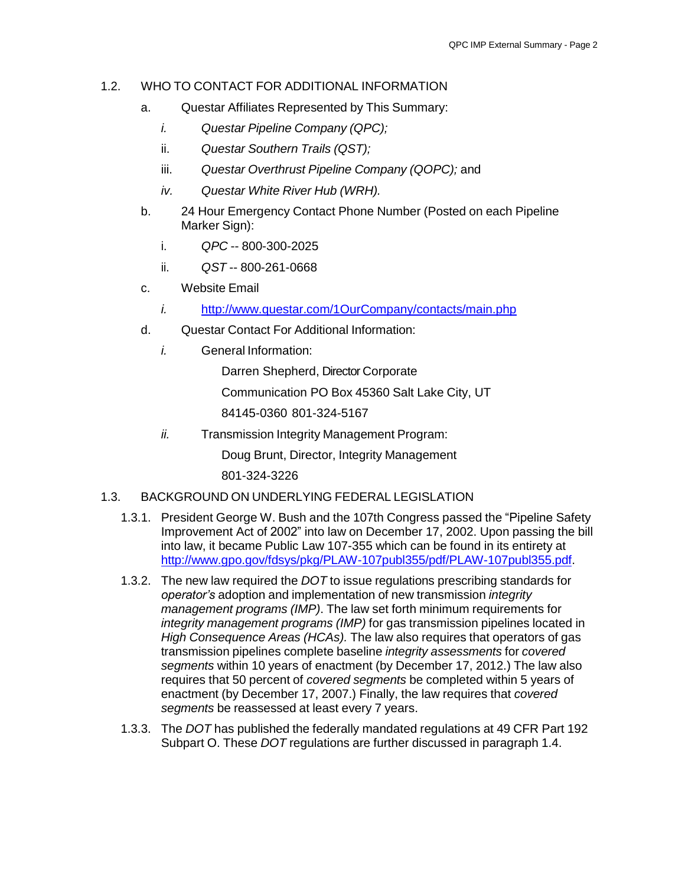## 1.2. WHO TO CONTACT FOR ADDITIONAL INFORMATION

a. Questar Affiliates Represented by This Summary:

   i. *Questar Pipeline Company (QPC);*

   ii. *Questar Southern Trails (QST);*

   iii. *Questar Overthrust Pipeline Company (QOPC);* and

   iv. *Questar White River Hub (WRH).*

b. 24 Hour Emergency Contact Phone Number (Posted on each Pipeline Marker Sign):

   i. *QPC* -- 800-300-2025

   ii. *QST* -- 800-261-0668

c. Website Email

   i. http://www.questar.com/1OurCompany/contacts/main.php

d. Questar Contact For Additional Information:

   i. General Information:

      Darren Shepherd, Director Corporate

      Communication PO Box 45360 Salt Lake City, UT

      84145-0360 801-324-5167

   ii. Transmission Integrity Management Program:

      Doug Brunt, Director, Integrity Management

      801-324-3226

## 1.3. BACKGROUND ON UNDERLYING FEDERAL LEGISLATION

1.3.1. President George W. Bush and the 107th Congress passed the "Pipeline Safety Improvement Act of 2002" into law on December 17, 2002. Upon passing the bill into law, it became Public Law 107-355 which can be found in its entirety at http://www.gpo.gov/fdsys/pkg/PLAW-107publ355/pdf/PLAW-107publ355.pdf.

1.3.2. The new law required the *DOT* to issue regulations prescribing standards for *operator's* adoption and implementation of new transmission *integrity management programs (IMP)*. The law set forth minimum requirements for *integrity management programs (IMP)* for gas transmission pipelines located in *High Consequence Areas (HCAs).* The law also requires that operators of gas transmission pipelines complete baseline *integrity assessments* for *covered segments* within 10 years of enactment (by December 17, 2012.) The law also requires that 50 percent of *covered segments* be completed within 5 years of enactment (by December 17, 2007.) Finally, the law requires that *covered segments* be reassessed at least every 7 years.

1.3.3. The *DOT* has published the federally mandated regulations at 49 CFR Part 192 Subpart O. These *DOT* regulations are further discussed in paragraph 1.4.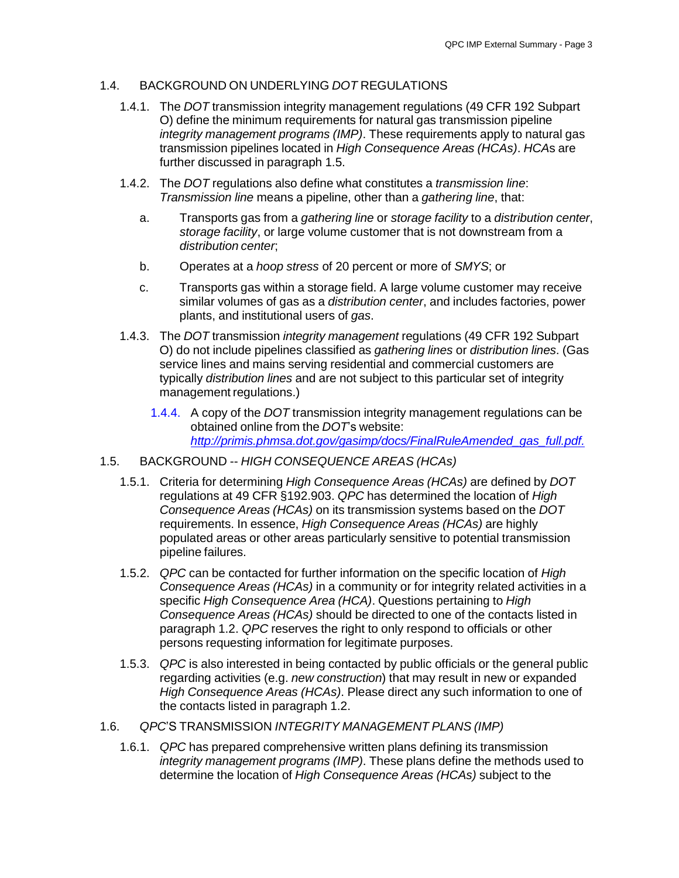## 1.4. BACKGROUND ON UNDERLYING *DOT* REGULATIONS

1.4.1. The *DOT* transmission integrity management regulations (49 CFR 192 Subpart O) define the minimum requirements for natural gas transmission pipeline *integrity management programs (IMP)*. These requirements apply to natural gas transmission pipelines located in *High Consequence Areas (HCAs)*. *HCA*s are further discussed in paragraph 1.5.

1.4.2. The *DOT* regulations also define what constitutes a *transmission line*: *Transmission line* means a pipeline, other than a *gathering line*, that:

a. Transports gas from a *gathering line* or *storage facility* to a *distribution center*, *storage facility*, or large volume customer that is not downstream from a *distribution center*;

b. Operates at a *hoop stress* of 20 percent or more of *SMYS*; or

c. Transports gas within a storage field. A large volume customer may receive similar volumes of gas as a *distribution center*, and includes factories, power plants, and institutional users of *gas*.

1.4.3. The *DOT* transmission *integrity management* regulations (49 CFR 192 Subpart O) do not include pipelines classified as *gathering lines* or *distribution lines*. (Gas service lines and mains serving residential and commercial customers are typically *distribution lines* and are not subject to this particular set of integrity management regulations.)

1.4.4. A copy of the *DOT* transmission integrity management regulations can be obtained online from the *DOT*'s website: *http://primis.phmsa.dot.gov/gasimp/docs/FinalRuleAmended_gas_full.pdf.*

## 1.5. BACKGROUND -- *HIGH CONSEQUENCE AREAS (HCAs)*

1.5.1. Criteria for determining *High Consequence Areas (HCAs)* are defined by *DOT* regulations at 49 CFR §192.903. *QPC* has determined the location of *High Consequence Areas (HCAs)* on its transmission systems based on the *DOT* requirements. In essence, *High Consequence Areas (HCAs)* are highly populated areas or other areas particularly sensitive to potential transmission pipeline failures.

1.5.2. *QPC* can be contacted for further information on the specific location of *High Consequence Areas (HCAs)* in a community or for integrity related activities in a specific *High Consequence Area (HCA)*. Questions pertaining to *High Consequence Areas (HCAs)* should be directed to one of the contacts listed in paragraph 1.2. *QPC* reserves the right to only respond to officials or other persons requesting information for legitimate purposes.

1.5.3. *QPC* is also interested in being contacted by public officials or the general public regarding activities (e.g. *new construction*) that may result in new or expanded *High Consequence Areas (HCAs)*. Please direct any such information to one of the contacts listed in paragraph 1.2.

## 1.6. *QPC*'S TRANSMISSION *INTEGRITY MANAGEMENT PLANS (IMP)*

1.6.1. *QPC* has prepared comprehensive written plans defining its transmission *integrity management programs (IMP)*. These plans define the methods used to determine the location of *High Consequence Areas (HCAs)* subject to the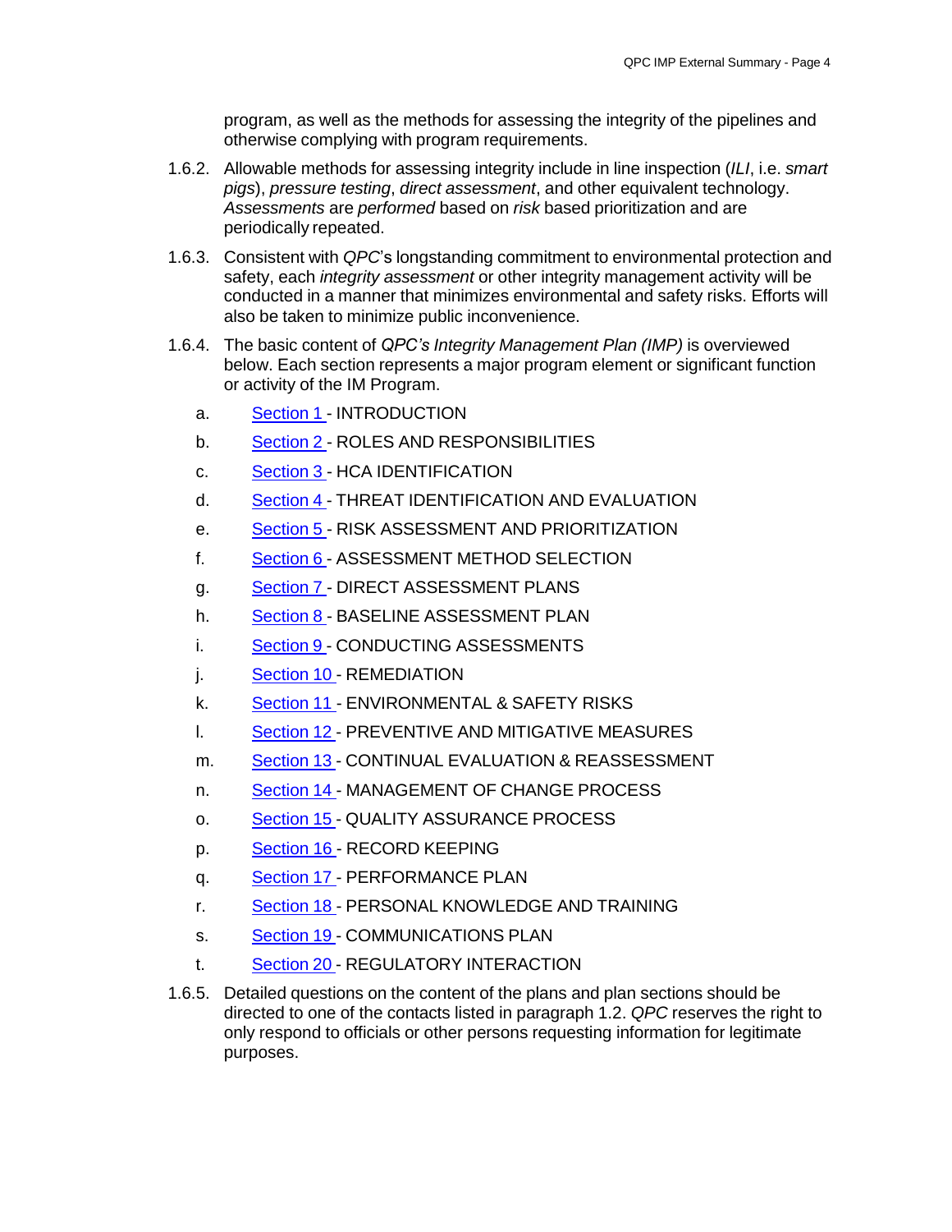program, as well as the methods for assessing the integrity of the pipelines and otherwise complying with program requirements.

1.6.2. Allowable methods for assessing integrity include in line inspection (*ILI*, i.e. *smart pigs*), *pressure testing*, *direct assessment*, and other equivalent technology. *Assessments* are *performed* based on *risk* based prioritization and are periodically repeated.

1.6.3. Consistent with *QPC*'s longstanding commitment to environmental protection and safety, each *integrity assessment* or other integrity management activity will be conducted in a manner that minimizes environmental and safety risks. Efforts will also be taken to minimize public inconvenience.

1.6.4. The basic content of *QPC's Integrity Management Plan (IMP)* is overviewed below. Each section represents a major program element or significant function or activity of the IM Program.

a. Section 1 - INTRODUCTION

b. Section 2 - ROLES AND RESPONSIBILITIES

c. Section 3 - HCA IDENTIFICATION

d. Section 4 - THREAT IDENTIFICATION AND EVALUATION

e. Section 5 - RISK ASSESSMENT AND PRIORITIZATION

f. Section 6 - ASSESSMENT METHOD SELECTION

g. Section 7 - DIRECT ASSESSMENT PLANS

h. Section 8 - BASELINE ASSESSMENT PLAN

i. Section 9 - CONDUCTING ASSESSMENTS

j. Section 10 - REMEDIATION

k. Section 11 - ENVIRONMENTAL & SAFETY RISKS

l. Section 12 - PREVENTIVE AND MITIGATIVE MEASURES

m. Section 13 - CONTINUAL EVALUATION & REASSESSMENT

n. Section 14 - MANAGEMENT OF CHANGE PROCESS

o. Section 15 - QUALITY ASSURANCE PROCESS

p. Section 16 - RECORD KEEPING

q. Section 17 - PERFORMANCE PLAN

r. Section 18 - PERSONAL KNOWLEDGE AND TRAINING

s. Section 19 - COMMUNICATIONS PLAN

t. Section 20 - REGULATORY INTERACTION

1.6.5. Detailed questions on the content of the plans and plan sections should be directed to one of the contacts listed in paragraph 1.2. *QPC* reserves the right to only respond to officials or other persons requesting information for legitimate purposes.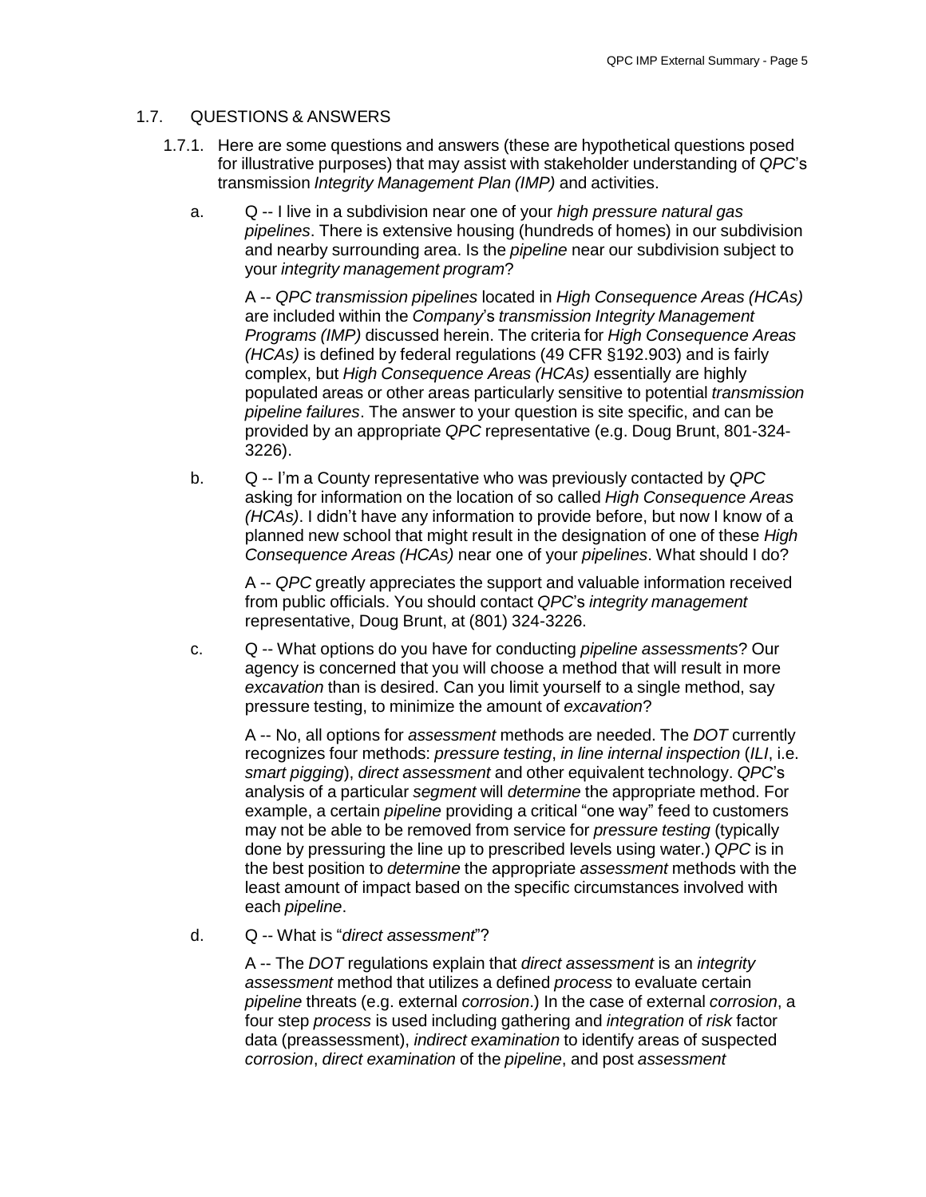## 1.7. QUESTIONS & ANSWERS

1.7.1. Here are some questions and answers (these are hypothetical questions posed for illustrative purposes) that may assist with stakeholder understanding of *QPC*'s transmission *Integrity Management Plan (IMP)* and activities.

a. Q -- I live in a subdivision near one of your *high pressure natural gas pipelines*. There is extensive housing (hundreds of homes) in our subdivision and nearby surrounding area. Is the *pipeline* near our subdivision subject to your *integrity management program*?

   A -- *QPC transmission pipelines* located in *High Consequence Areas (HCAs)* are included within the *Company*'s *transmission Integrity Management Programs (IMP)* discussed herein. The criteria for *High Consequence Areas (HCAs)* is defined by federal regulations (49 CFR §192.903) and is fairly complex, but *High Consequence Areas (HCAs)* essentially are highly populated areas or other areas particularly sensitive to potential *transmission pipeline failures*. The answer to your question is site specific, and can be provided by an appropriate *QPC* representative (e.g. Doug Brunt, 801-324-3226).

b. Q -- I'm a County representative who was previously contacted by *QPC* asking for information on the location of so called *High Consequence Areas (HCAs)*. I didn't have any information to provide before, but now I know of a planned new school that might result in the designation of one of these *High Consequence Areas (HCAs)* near one of your *pipelines*. What should I do?

   A -- *QPC* greatly appreciates the support and valuable information received from public officials. You should contact *QPC*'s *integrity management* representative, Doug Brunt, at (801) 324-3226.

c. Q -- What options do you have for conducting *pipeline assessments*? Our agency is concerned that you will choose a method that will result in more *excavation* than is desired. Can you limit yourself to a single method, say pressure testing, to minimize the amount of *excavation*?

   A -- No, all options for *assessment* methods are needed. The *DOT* currently recognizes four methods: *pressure testing*, *in line internal inspection* (*ILI*, i.e. *smart pigging*), *direct assessment* and other equivalent technology. *QPC*'s analysis of a particular *segment* will *determine* the appropriate method. For example, a certain *pipeline* providing a critical "one way" feed to customers may not be able to be removed from service for *pressure testing* (typically done by pressuring the line up to prescribed levels using water.) *QPC* is in the best position to *determine* the appropriate *assessment* methods with the least amount of impact based on the specific circumstances involved with each *pipeline*.

d. Q -- What is "*direct assessment*"?

   A -- The *DOT* regulations explain that *direct assessment* is an *integrity assessment* method that utilizes a defined *process* to evaluate certain *pipeline* threats (e.g. external *corrosion*.) In the case of external *corrosion*, a four step *process* is used including gathering and *integration* of *risk* factor data (preassessment), *indirect examination* to identify areas of suspected *corrosion*, *direct examination* of the *pipeline*, and post *assessment*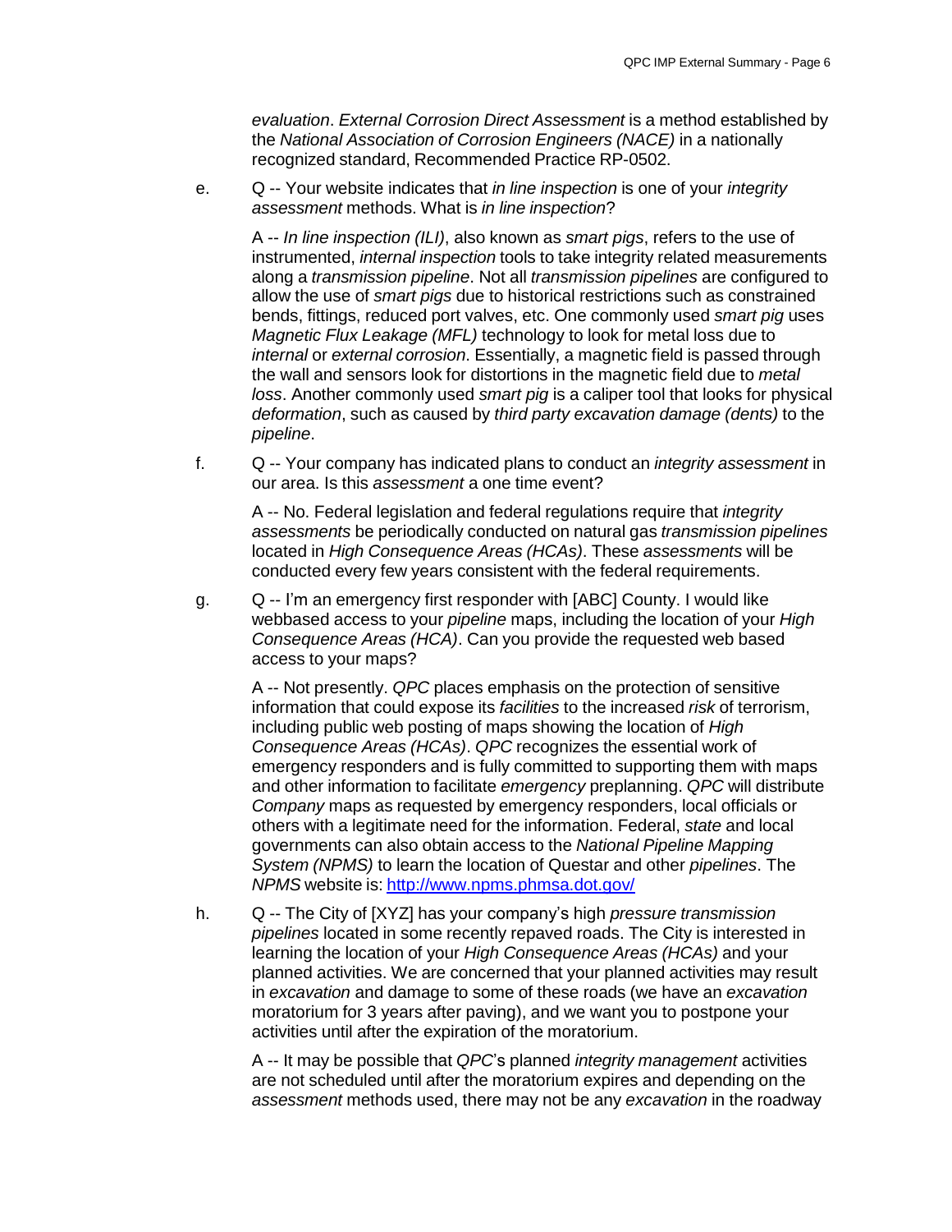*evaluation*. *External Corrosion Direct Assessment* is a method established by the *National Association of Corrosion Engineers (NACE)* in a nationally recognized standard, Recommended Practice RP-0502.

e. Q -- Your website indicates that *in line inspection* is one of your *integrity assessment* methods. What is *in line inspection*?

   A -- *In line inspection (ILI)*, also known as *smart pigs*, refers to the use of instrumented, *internal inspection* tools to take integrity related measurements along a *transmission pipeline*. Not all *transmission pipelines* are configured to allow the use of *smart pigs* due to historical restrictions such as constrained bends, fittings, reduced port valves, etc. One commonly used *smart pig* uses *Magnetic Flux Leakage (MFL)* technology to look for metal loss due to *internal* or *external corrosion*. Essentially, a magnetic field is passed through the wall and sensors look for distortions in the magnetic field due to *metal loss*. Another commonly used *smart pig* is a caliper tool that looks for physical *deformation*, such as caused by *third party excavation damage (dents)* to the *pipeline*.

f. Q -- Your company has indicated plans to conduct an *integrity assessment* in our area. Is this *assessment* a one time event?

   A -- No. Federal legislation and federal regulations require that *integrity assessments* be periodically conducted on natural gas *transmission pipelines* located in *High Consequence Areas (HCAs)*. These *assessments* will be conducted every few years consistent with the federal requirements.

g. Q -- I'm an emergency first responder with [ABC] County. I would like webbased access to your *pipeline* maps, including the location of your *High Consequence Areas (HCA)*. Can you provide the requested web based access to your maps?

   A -- Not presently. *QPC* places emphasis on the protection of sensitive information that could expose its *facilities* to the increased *risk* of terrorism, including public web posting of maps showing the location of *High Consequence Areas (HCAs)*. *QPC* recognizes the essential work of emergency responders and is fully committed to supporting them with maps and other information to facilitate *emergency* preplanning. *QPC* will distribute *Company* maps as requested by emergency responders, local officials or others with a legitimate need for the information. Federal, *state* and local governments can also obtain access to the *National Pipeline Mapping System (NPMS)* to learn the location of Questar and other *pipelines*. The *NPMS* website is: http://www.npms.phmsa.dot.gov/

h. Q -- The City of [XYZ] has your company's high *pressure transmission pipelines* located in some recently repaved roads. The City is interested in learning the location of your *High Consequence Areas (HCAs)* and your planned activities. We are concerned that your planned activities may result in *excavation* and damage to some of these roads (we have an *excavation* moratorium for 3 years after paving), and we want you to postpone your activities until after the expiration of the moratorium.

   A -- It may be possible that *QPC*'s planned *integrity management* activities are not scheduled until after the moratorium expires and depending on the *assessment* methods used, there may not be any *excavation* in the roadway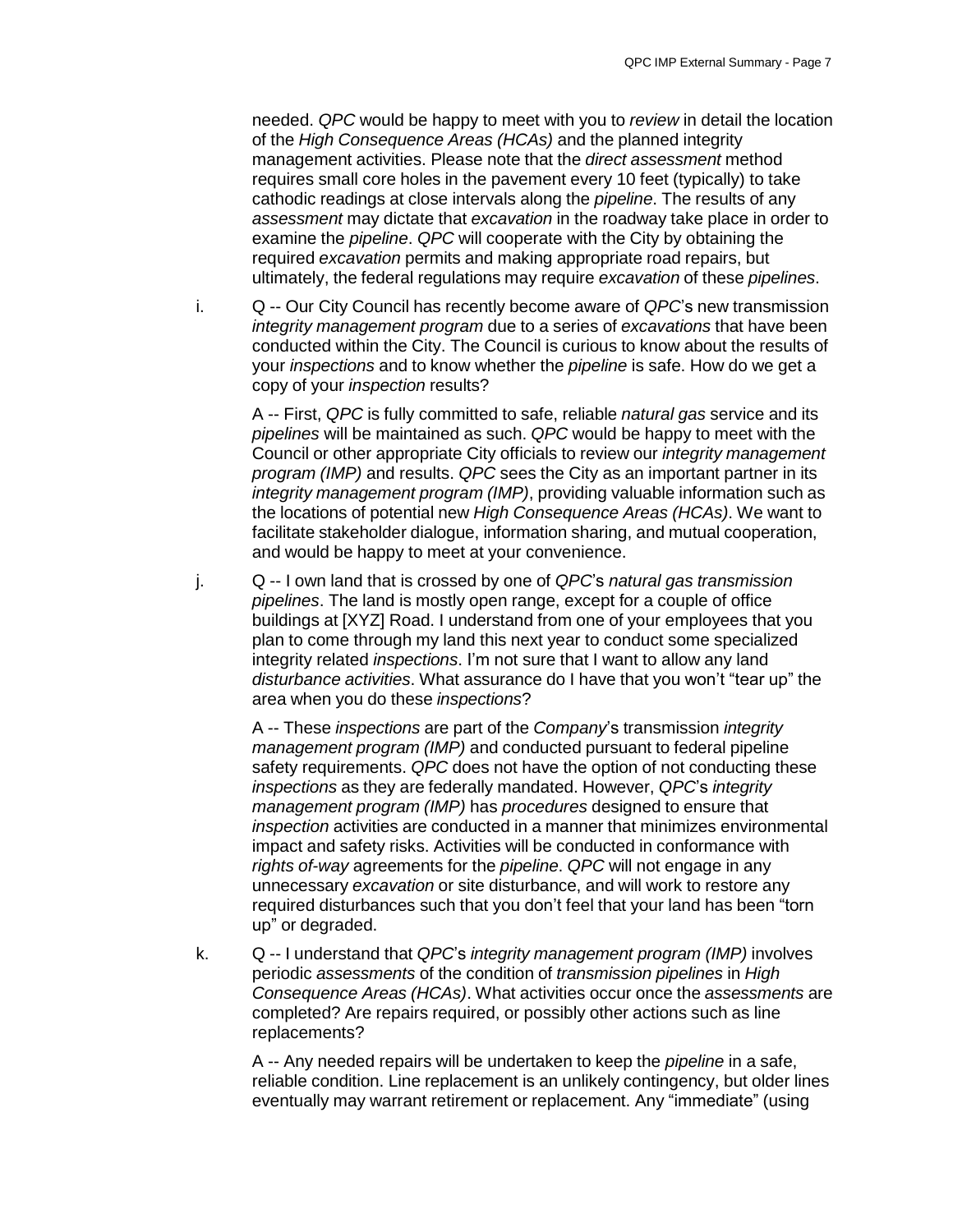needed. *QPC* would be happy to meet with you to *review* in detail the location of the *High Consequence Areas (HCAs)* and the planned integrity management activities. Please note that the *direct assessment* method requires small core holes in the pavement every 10 feet (typically) to take cathodic readings at close intervals along the *pipeline*. The results of any *assessment* may dictate that *excavation* in the roadway take place in order to examine the *pipeline*. *QPC* will cooperate with the City by obtaining the required *excavation* permits and making appropriate road repairs, but ultimately, the federal regulations may require *excavation* of these *pipelines*.

i. Q -- Our City Council has recently become aware of *QPC*'s new transmission *integrity management program* due to a series of *excavations* that have been conducted within the City. The Council is curious to know about the results of your *inspections* and to know whether the *pipeline* is safe. How do we get a copy of your *inspection* results?

   A -- First, *QPC* is fully committed to safe, reliable *natural gas* service and its *pipelines* will be maintained as such. *QPC* would be happy to meet with the Council or other appropriate City officials to review our *integrity management program (IMP)* and results. *QPC* sees the City as an important partner in its *integrity management program (IMP)*, providing valuable information such as the locations of potential new *High Consequence Areas (HCAs)*. We want to facilitate stakeholder dialogue, information sharing, and mutual cooperation, and would be happy to meet at your convenience.

j. Q -- I own land that is crossed by one of *QPC*'s *natural gas transmission pipelines*. The land is mostly open range, except for a couple of office buildings at [XYZ] Road. I understand from one of your employees that you plan to come through my land this next year to conduct some specialized integrity related *inspections*. I'm not sure that I want to allow any land *disturbance activities*. What assurance do I have that you won't "tear up" the area when you do these *inspections*?

   A -- These *inspections* are part of the *Company*'s transmission *integrity management program (IMP)* and conducted pursuant to federal pipeline safety requirements. *QPC* does not have the option of not conducting these *inspections* as they are federally mandated. However, *QPC*'s *integrity management program (IMP)* has *procedures* designed to ensure that *inspection* activities are conducted in a manner that minimizes environmental impact and safety risks. Activities will be conducted in conformance with *rights of-way* agreements for the *pipeline*. *QPC* will not engage in any unnecessary *excavation* or site disturbance, and will work to restore any required disturbances such that you don't feel that your land has been "torn up" or degraded.

k. Q -- I understand that *QPC*'s *integrity management program (IMP)* involves periodic *assessments* of the condition of *transmission pipelines* in *High Consequence Areas (HCAs)*. What activities occur once the *assessments* are completed? Are repairs required, or possibly other actions such as line replacements?

   A -- Any needed repairs will be undertaken to keep the *pipeline* in a safe, reliable condition. Line replacement is an unlikely contingency, but older lines eventually may warrant retirement or replacement. Any "immediate" (using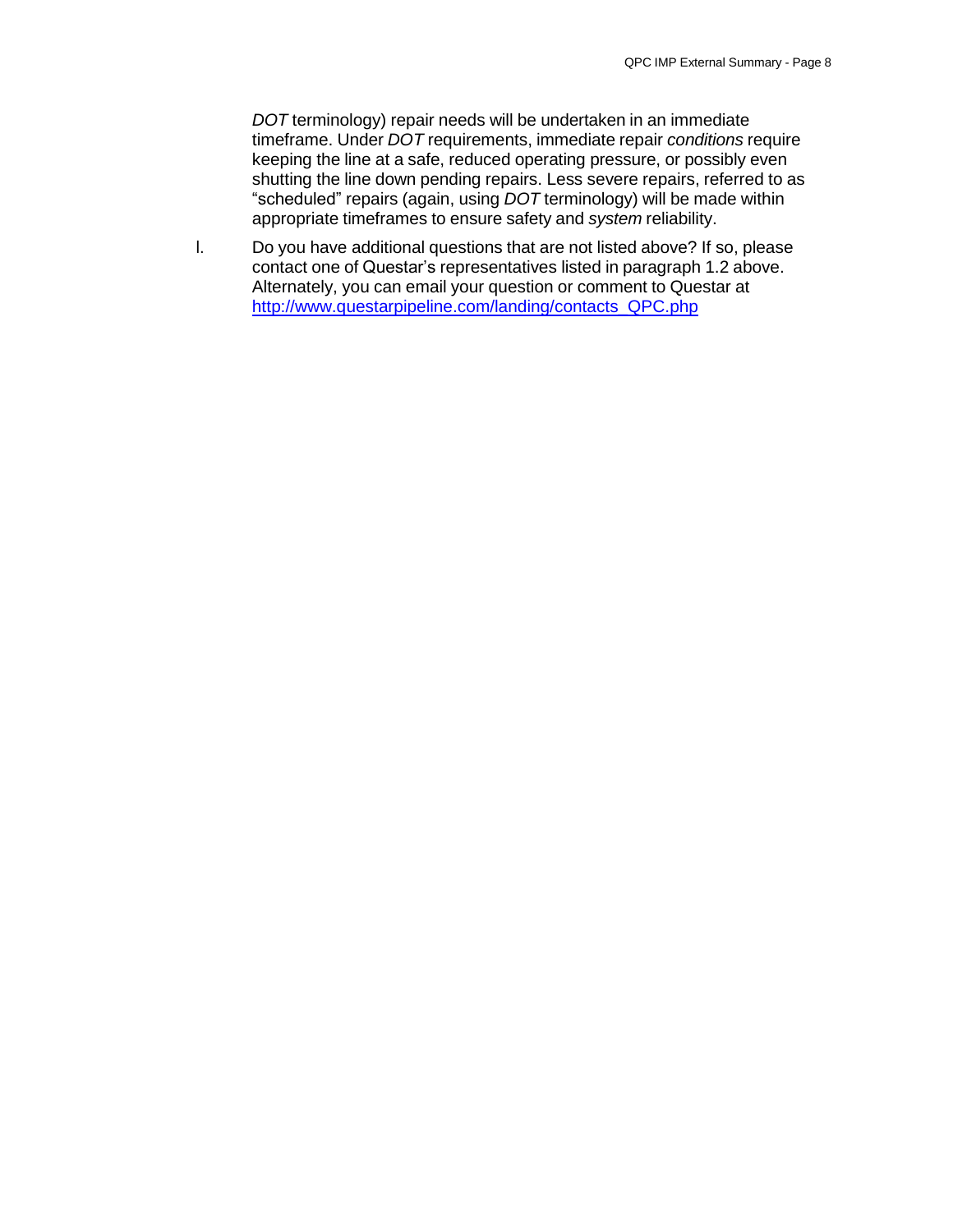*DOT* terminology) repair needs will be undertaken in an immediate timeframe. Under *DOT* requirements, immediate repair *conditions* require keeping the line at a safe, reduced operating pressure, or possibly even shutting the line down pending repairs. Less severe repairs, referred to as “scheduled” repairs (again, using *DOT* terminology) will be made within appropriate timeframes to ensure safety and *system* reliability.

l. Do you have additional questions that are not listed above? If so, please contact one of Questar’s representatives listed in paragraph 1.2 above. Alternately, you can email your question or comment to Questar at [http://www.questarpipeline.com/landing/contacts_QPC.php](http://www.questarpipeline.com/landing/contacts_QPC.php)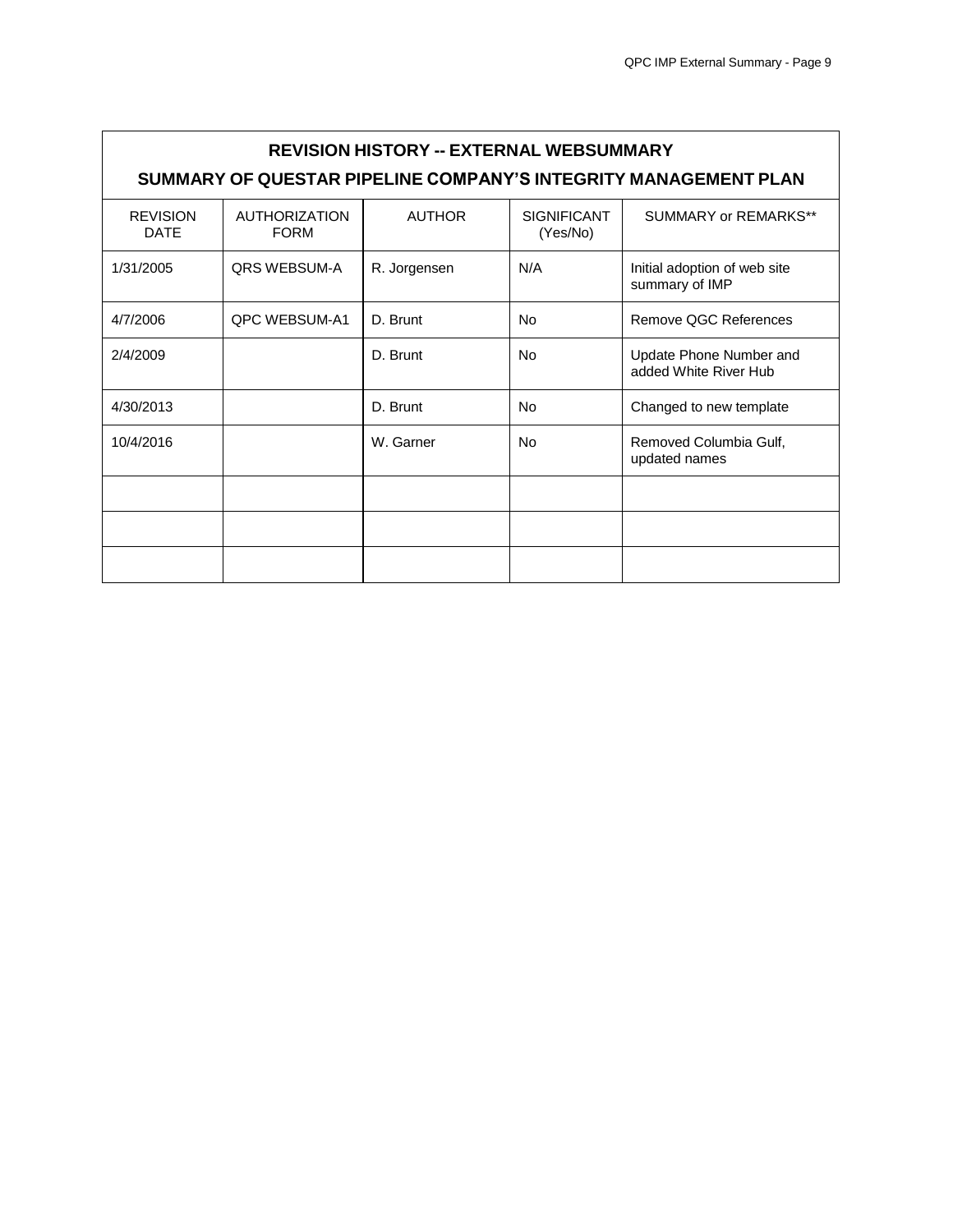## REVISION HISTORY -- EXTERNAL WEBSUMMARY

## SUMMARY OF QUESTAR PIPELINE COMPANY'S INTEGRITY MANAGEMENT PLAN

| REVISION DATE | AUTHORIZATION FORM | AUTHOR | SIGNIFICANT (Yes/No) | SUMMARY or REMARKS** |
|---|---|---|---|---|
| 1/31/2005 | QRS WEBSUM-A | R. Jorgensen | N/A | Initial adoption of web site summary of IMP |
| 4/7/2006 | QPC WEBSUM-A1 | D. Brunt | No | Remove QGC References |
| 2/4/2009 | | D. Brunt | No | Update Phone Number and added White River Hub |
| 4/30/2013 | | D. Brunt | No | Changed to new template |
| 10/4/2016 | | W. Garner | No | Removed Columbia Gulf, updated names |
| | | | | |
| | | | | |
| | | | | |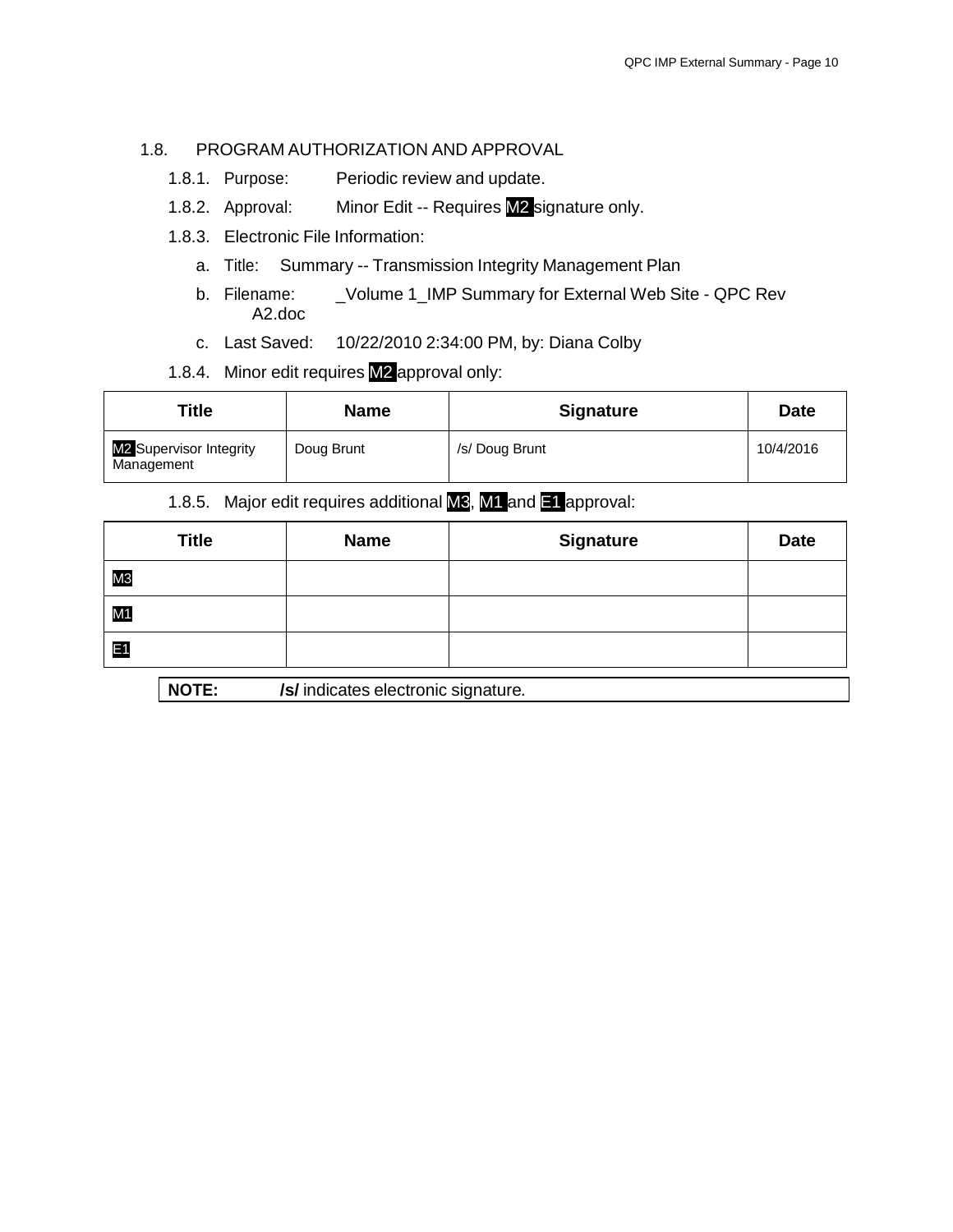## 1.8. PROGRAM AUTHORIZATION AND APPROVAL

1.8.1. Purpose: Periodic review and update.

1.8.2. Approval: Minor Edit -- Requires M2 signature only.

1.8.3. Electronic File Information:

a. Title: Summary -- Transmission Integrity Management Plan

b. Filename: _Volume 1_IMP Summary for External Web Site - QPC Rev A2.doc

c. Last Saved: 10/22/2010 2:34:00 PM, by: Diana Colby

1.8.4. Minor edit requires M2 approval only:

| Title | Name | Signature | Date |
|---|---|---|---|
| M2 Supervisor Integrity Management | Doug Brunt | /s/ Doug Brunt | 10/4/2016 |

1.8.5. Major edit requires additional M3, M1 and E1 approval:

| Title | Name | Signature | Date |
|---|---|---|---|
| M3 | | | |
| M1 | | | |
| E1 | | | |

**NOTE:** ***/s/*** indicates electronic signature.